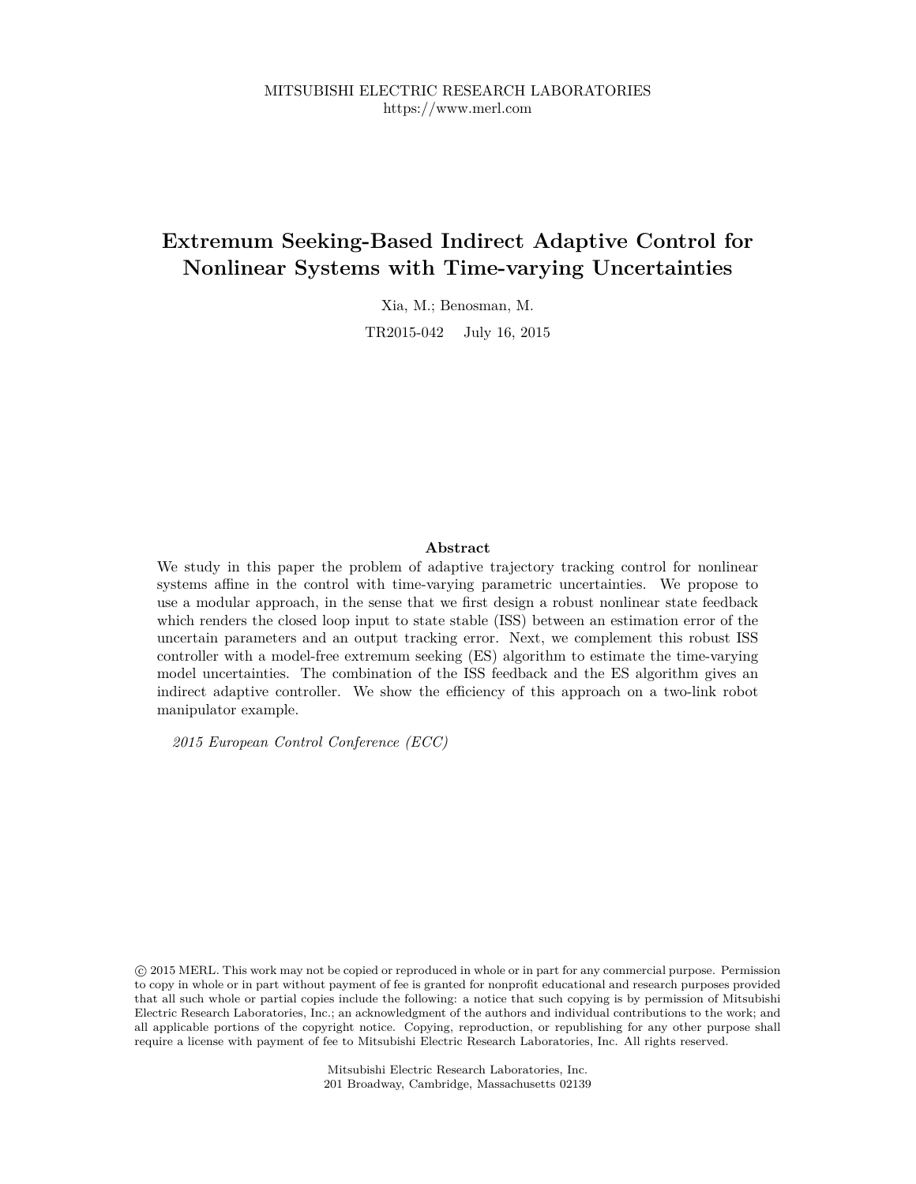MITSUBISHI ELECTRIC RESEARCH LABORATORIES
https://www.merl.com

# Extremum Seeking-Based Indirect Adaptive Control for Nonlinear Systems with Time-varying Uncertainties

Xia, M.; Benosman, M.

TR2015-042 July 16, 2015

### Abstract

We study in this paper the problem of adaptive trajectory tracking control for nonlinear systems affine in the control with time-varying parametric uncertainties. We propose to use a modular approach, in the sense that we first design a robust nonlinear state feedback which renders the closed loop input to state stable (ISS) between an estimation error of the uncertain parameters and an output tracking error. Next, we complement this robust ISS controller with a model-free extremum seeking (ES) algorithm to estimate the time-varying model uncertainties. The combination of the ISS feedback and the ES algorithm gives an indirect adaptive controller. We show the efficiency of this approach on a two-link robot manipulator example.

*2015 European Control Conference (ECC)*

© 2015 MERL. This work may not be copied or reproduced in whole or in part for any commercial purpose. Permission to copy in whole or in part without payment of fee is granted for nonprofit educational and research purposes provided that all such whole or partial copies include the following: a notice that such copying is by permission of Mitsubishi Electric Research Laboratories, Inc.; an acknowledgment of the authors and individual contributions to the work; and all applicable portions of the copyright notice. Copying, reproduction, or republishing for any other purpose shall require a license with payment of fee to Mitsubishi Electric Research Laboratories, Inc. All rights reserved.

Mitsubishi Electric Research Laboratories, Inc.
201 Broadway, Cambridge, Massachusetts 02139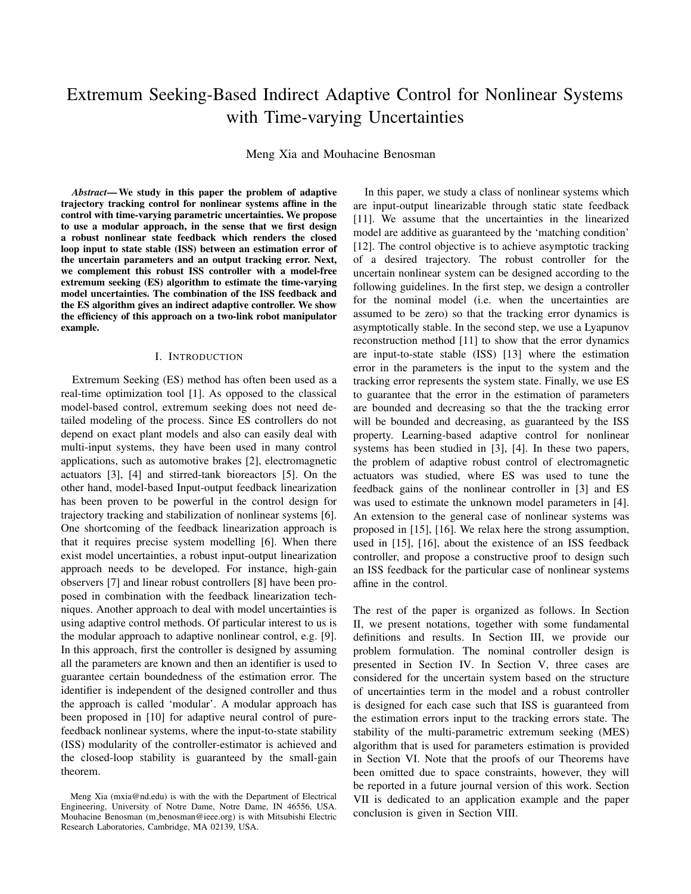# Extremum Seeking-Based Indirect Adaptive Control for Nonlinear Systems with Time-varying Uncertainties

Meng Xia and Mouhacine Benosman

***Abstract*— We study in this paper the problem of adaptive trajectory tracking control for nonlinear systems affine in the control with time-varying parametric uncertainties. We propose to use a modular approach, in the sense that we first design a robust nonlinear state feedback which renders the closed loop input to state stable (ISS) between an estimation error of the uncertain parameters and an output tracking error. Next, we complement this robust ISS controller with a model-free extremum seeking (ES) algorithm to estimate the time-varying model uncertainties. The combination of the ISS feedback and the ES algorithm gives an indirect adaptive controller. We show the efficiency of this approach on a two-link robot manipulator example.**

## I. Introduction

Extremum Seeking (ES) method has often been used as a real-time optimization tool [1]. As opposed to the classical model-based control, extremum seeking does not need detailed modeling of the process. Since ES controllers do not depend on exact plant models and also can easily deal with multi-input systems, they have been used in many control applications, such as automotive brakes [2], electromagnetic actuators [3], [4] and stirred-tank bioreactors [5]. On the other hand, model-based Input-output feedback linearization has been proven to be powerful in the control design for trajectory tracking and stabilization of nonlinear systems [6]. One shortcoming of the feedback linearization approach is that it requires precise system modelling [6]. When there exist model uncertainties, a robust input-output linearization approach needs to be developed. For instance, high-gain observers [7] and linear robust controllers [8] have been proposed in combination with the feedback linearization techniques. Another approach to deal with model uncertainties is using adaptive control methods. Of particular interest to us is the modular approach to adaptive nonlinear control, e.g. [9]. In this approach, first the controller is designed by assuming all the parameters are known and then an identifier is used to guarantee certain boundedness of the estimation error. The identifier is independent of the designed controller and thus the approach is called 'modular'. A modular approach has been proposed in [10] for adaptive neural control of pure-feedback nonlinear systems, where the input-to-state stability (ISS) modularity of the controller-estimator is achieved and the closed-loop stability is guaranteed by the small-gain theorem.

In this paper, we study a class of nonlinear systems which are input-output linearizable through static state feedback [11]. We assume that the uncertainties in the linearized model are additive as guaranteed by the 'matching condition' [12]. The control objective is to achieve asymptotic tracking of a desired trajectory. The robust controller for the uncertain nonlinear system can be designed according to the following guidelines. In the first step, we design a controller for the nominal model (i.e. when the uncertainties are assumed to be zero) so that the tracking error dynamics is asymptotically stable. In the second step, we use a Lyapunov reconstruction method [11] to show that the error dynamics are input-to-state stable (ISS) [13] where the estimation error in the parameters is the input to the system and the tracking error represents the system state. Finally, we use ES to guarantee that the error in the estimation of parameters are bounded and decreasing so that the the tracking error will be bounded and decreasing, as guaranteed by the ISS property. Learning-based adaptive control for nonlinear systems has been studied in [3], [4]. In these two papers, the problem of adaptive robust control of electromagnetic actuators was studied, where ES was used to tune the feedback gains of the nonlinear controller in [3] and ES was used to estimate the unknown model parameters in [4]. An extension to the general case of nonlinear systems was proposed in [15], [16]. We relax here the strong assumption, used in [15], [16], about the existence of an ISS feedback controller, and propose a constructive proof to design such an ISS feedback for the particular case of nonlinear systems affine in the control.

The rest of the paper is organized as follows. In Section II, we present notations, together with some fundamental definitions and results. In Section III, we provide our problem formulation. The nominal controller design is presented in Section IV. In Section V, three cases are considered for the uncertain system based on the structure of uncertainties term in the model and a robust controller is designed for each case such that ISS is guaranteed from the estimation errors input to the tracking errors state. The stability of the multi-parametric extremum seeking (MES) algorithm that is used for parameters estimation is provided in Section VI. Note that the proofs of our Theorems have been omitted due to space constraints, however, they will be reported in a future journal version of this work. Section VII is dedicated to an application example and the paper conclusion is given in Section VIII.

Meng Xia (mxia@nd.edu) is with the with the Department of Electrical Engineering, University of Notre Dame, Notre Dame, IN 46556, USA. Mouhacine Benosman (m_benosman@ieee.org) is with Mitsubishi Electric Research Laboratories, Cambridge, MA 02139, USA.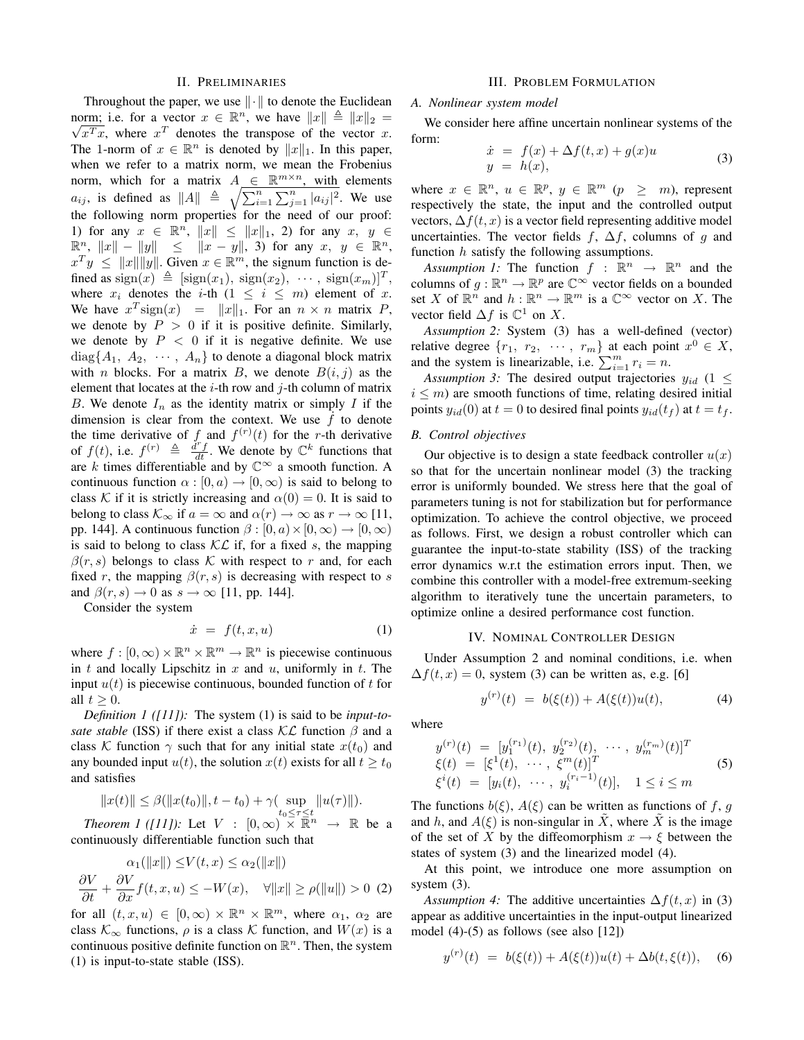## II. Preliminaries

Throughout the paper, we use $\|\cdot\|$ to denote the Euclidean norm; i.e. for a vector $x \in \mathbb{R}^n$, we have $\|x\| \triangleq \|x\|_2 = \sqrt{x^T x}$, where $x^T$ denotes the transpose of the vector $x$. The 1-norm of $x \in \mathbb{R}^n$ is denoted by $\|x\|_1$. In this paper, when we refer to a matrix norm, we mean the Frobenius norm, which for a matrix $A \in \mathbb{R}^{m\times n}$, with elements $a_{ij}$, is defined as $\|A\| \triangleq \sqrt{\sum_{i=1}^{n}\sum_{j=1}^{n}|a_{ij}|^2}$. We use the following norm properties for the need of our proof: 1) for any $x \in \mathbb{R}^n$, $\|x\| \leq \|x\|_1$, 2) for any $x, y \in \mathbb{R}^n$, $\|x\| - \|y\| \leq \|x - y\|$, 3) for any $x, y \in \mathbb{R}^n$, $x^T y \leq \|x\|\|y\|$. Given $x \in \mathbb{R}^m$, the signum function is defined as $\mathrm{sign}(x) \triangleq [\mathrm{sign}(x_1), \mathrm{sign}(x_2), \cdots, \mathrm{sign}(x_m)]^T$, where $x_i$ denotes the $i$-th ($1 \leq i \leq m$) element of $x$. We have $x^T\mathrm{sign}(x) = \|x\|_1$. For an $n \times n$ matrix $P$, we denote by $P > 0$ if it is positive definite. Similarly, we denote by $P < 0$ if it is negative definite. We use $\mathrm{diag}\{A_1, A_2, \cdots, A_n\}$ to denote a diagonal block matrix with $n$ blocks. For a matrix $B$, we denote $B(i,j)$ as the element that locates at the $i$-th row and $j$-th column of matrix $B$. We denote $I_n$ as the identity matrix or simply $I$ if the dimension is clear from the context. We use $\dot{f}$ to denote the time derivative of $f$ and $f^{(r)}(t)$ for the $r$-th derivative of $f(t)$, i.e. $f^{(r)} \triangleq \frac{d^r f}{dt}$. We denote by $\mathbb{C}^k$ functions that are $k$ times differentiable and by $\mathbb{C}^\infty$ a smooth function. A continuous function $\alpha : [0, a) \to [0, \infty)$ is said to belong to class $\mathcal{K}$ if it is strictly increasing and $\alpha(0) = 0$. It is said to belong to class $\mathcal{K}_\infty$ if $a = \infty$ and $\alpha(r) \to \infty$ as $r \to \infty$ [11, pp. 144]. A continuous function $\beta : [0, a) \times [0, \infty) \to [0, \infty)$ is said to belong to class $\mathcal{KL}$ if, for a fixed $s$, the mapping $\beta(r, s)$ belongs to class $\mathcal{K}$ with respect to $r$ and, for each fixed $r$, the mapping $\beta(r, s)$ is decreasing with respect to $s$ and $\beta(r, s) \to 0$ as $s \to \infty$ [11, pp. 144].

Consider the system

$$\dot{x} = f(t, x, u) \tag{1}$$

where $f : [0, \infty) \times \mathbb{R}^n \times \mathbb{R}^m \to \mathbb{R}^n$ is piecewise continuous in $t$ and locally Lipschitz in $x$ and $u$, uniformly in $t$. The input $u(t)$ is piecewise continuous, bounded function of $t$ for all $t \geq 0$.

*Definition 1 ([11]):* The system (1) is said to be *input-to-state stable* (ISS) if there exist a class $\mathcal{KL}$ function $\beta$ and a class $\mathcal{K}$ function $\gamma$ such that for any initial state $x(t_0)$ and any bounded input $u(t)$, the solution $x(t)$ exists for all $t \geq t_0$ and satisfies

$$\|x(t)\| \leq \beta(\|x(t_0)\|, t - t_0) + \gamma(\sup_{t_0 \leq \tau \leq t} \|u(\tau)\|).$$

*Theorem 1 ([11]):* Let $V : [0, \infty) \times \mathbb{R}^n \to \mathbb{R}$ be a continuously differentiable function such that

$$\alpha_1(\|x\|) \leq V(t, x) \leq \alpha_2(\|x\|)$$
$$\frac{\partial V}{\partial t} + \frac{\partial V}{\partial x} f(t, x, u) \leq -W(x), \quad \forall \|x\| \geq \rho(\|u\|) > 0 \tag{2}$$

for all $(t, x, u) \in [0, \infty) \times \mathbb{R}^n \times \mathbb{R}^m$, where $\alpha_1$, $\alpha_2$ are class $\mathcal{K}_\infty$ functions, $\rho$ is a class $\mathcal{K}$ function, and $W(x)$ is a continuous positive definite function on $\mathbb{R}^n$. Then, the system (1) is input-to-state stable (ISS).

## III. Problem Formulation

### A. Nonlinear system model

We consider here affine uncertain nonlinear systems of the form:

$$\begin{aligned} \dot{x} &= f(x) + \Delta f(t, x) + g(x)u \\ y &= h(x), \end{aligned} \tag{3}$$

where $x \in \mathbb{R}^n$, $u \in \mathbb{R}^p$, $y \in \mathbb{R}^m$ ($p \geq m$), represent respectively the state, the input and the controlled output vectors, $\Delta f(t, x)$ is a vector field representing additive model uncertainties. The vector fields $f$, $\Delta f$, columns of $g$ and function $h$ satisfy the following assumptions.

*Assumption 1:* The function $f : \mathbb{R}^n \to \mathbb{R}^n$ and the columns of $g : \mathbb{R}^n \to \mathbb{R}^p$ are $\mathbb{C}^\infty$ vector fields on a bounded set $X$ of $\mathbb{R}^n$ and $h : \mathbb{R}^n \to \mathbb{R}^m$ is a $\mathbb{C}^\infty$ vector on $X$. The vector field $\Delta f$ is $\mathbb{C}^1$ on $X$.

*Assumption 2:* System (3) has a well-defined (vector) relative degree $\{r_1, r_2, \cdots, r_m\}$ at each point $x^0 \in X$, and the system is linearizable, i.e. $\sum_{i=1}^{m} r_i = n$.

*Assumption 3:* The desired output trajectories $y_{id}$ ($1 \leq i \leq m$) are smooth functions of time, relating desired initial points $y_{id}(0)$ at $t = 0$ to desired final points $y_{id}(t_f)$ at $t = t_f$.

### B. Control objectives

Our objective is to design a state feedback controller $u(x)$ so that for the uncertain nonlinear model (3) the tracking error is uniformly bounded. We stress here that the goal of parameters tuning is not for stabilization but for performance optimization. To achieve the control objective, we proceed as follows. First, we design a robust controller which can guarantee the input-to-state stability (ISS) of the tracking error dynamics w.r.t the estimation errors input. Then, we combine this controller with a model-free extremum-seeking algorithm to iteratively tune the uncertain parameters, to optimize online a desired performance cost function.

## IV. Nominal Controller Design

Under Assumption 2 and nominal conditions, i.e. when $\Delta f(t, x) = 0$, system (3) can be written as, e.g. [6]

$$y^{(r)}(t) = b(\xi(t)) + A(\xi(t))u(t), \tag{4}$$

where

$$\begin{aligned} y^{(r)}(t) &= [y_1^{(r_1)}(t),\ y_2^{(r_2)}(t),\ \cdots,\ y_m^{(r_m)}(t)]^T \\ \xi(t) &= [\xi^1(t),\ \cdots,\ \xi^m(t)]^T \\ \xi^i(t) &= [y_i(t),\ \cdots,\ y_i^{(r_i-1)}(t)], \quad 1 \leq i \leq m \end{aligned} \tag{5}$$

The functions $b(\xi)$, $A(\xi)$ can be written as functions of $f$, $g$ and $h$, and $A(\xi)$ is non-singular in $\tilde{X}$, where $\tilde{X}$ is the image of the set of $X$ by the diffeomorphism $x \to \xi$ between the states of system (3) and the linearized model (4).

At this point, we introduce one more assumption on system (3).

*Assumption 4:* The additive uncertainties $\Delta f(t, x)$ in (3) appear as additive uncertainties in the input-output linearized model (4)-(5) as follows (see also [12])

$$y^{(r)}(t) = b(\xi(t)) + A(\xi(t))u(t) + \Delta b(t, \xi(t)), \tag{6}$$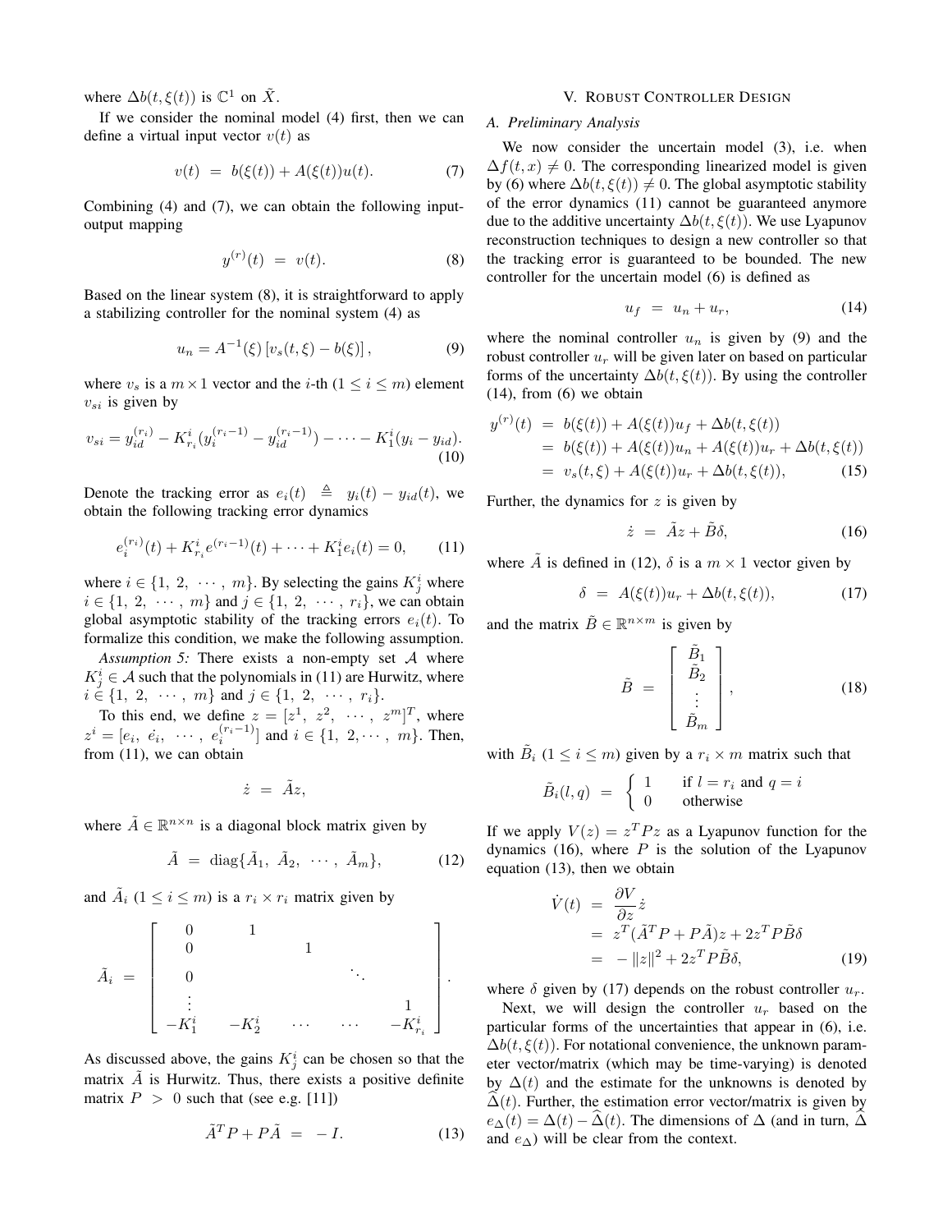where $\Delta b(t, \xi(t))$ is $\mathbb{C}^1$ on $\tilde{X}$.

If we consider the nominal model (4) first, then we can define a virtual input vector $v(t)$ as

$$v(t) \;=\; b(\xi(t)) + A(\xi(t))u(t). \tag{7}$$

Combining (4) and (7), we can obtain the following input-output mapping

$$y^{(r)}(t) \;=\; v(t). \tag{8}$$

Based on the linear system (8), it is straightforward to apply a stabilizing controller for the nominal system (4) as

$$u_n = A^{-1}(\xi)\left[v_s(t,\xi) - b(\xi)\right], \tag{9}$$

where $v_s$ is a $m \times 1$ vector and the $i$-th ($1 \le i \le m$) element $v_{si}$ is given by

$$v_{si} = y_{id}^{(r_i)} - K_{r_i}^i (y_i^{(r_i-1)} - y_{id}^{(r_i-1)}) - \cdots - K_1^i (y_i - y_{id}). \tag{10}$$

Denote the tracking error as $e_i(t) \;\triangleq\; y_i(t) - y_{id}(t)$, we obtain the following tracking error dynamics

$$e_i^{(r_i)}(t) + K_{r_i}^i e^{(r_i-1)}(t) + \cdots + K_1^i e_i(t) = 0, \tag{11}$$

where $i \in \{1,\ 2,\ \cdots,\ m\}$. By selecting the gains $K_j^i$ where $i \in \{1,\ 2,\ \cdots,\ m\}$ and $j \in \{1,\ 2,\ \cdots,\ r_i\}$, we can obtain global asymptotic stability of the tracking errors $e_i(t)$. To formalize this condition, we make the following assumption.

*Assumption 5:* There exists a non-empty set $\mathcal{A}$ where $K_j^i \in \mathcal{A}$ such that the polynomials in (11) are Hurwitz, where $i \in \{1,\ 2,\ \cdots,\ m\}$ and $j \in \{1,\ 2,\ \cdots,\ r_i\}$.

To this end, we define $z = [z^1,\ z^2,\ \cdots,\ z^m]^T$, where $z^i = [e_i,\ \dot{e}_i,\ \cdots,\ e_i^{(r_i-1)}]$ and $i \in \{1,\ 2, \cdots,\ m\}$. Then, from (11), we can obtain

$$\dot{z} \;=\; \tilde{A} z,$$

where $\tilde{A} \in \mathbb{R}^{n\times n}$ is a diagonal block matrix given by

$$\tilde{A} \;=\; \mathrm{diag}\{\tilde{A}_1,\ \tilde{A}_2,\ \cdots,\ \tilde{A}_m\}, \tag{12}$$

and $\tilde{A}_i$ ($1 \le i \le m$) is a $r_i \times r_i$ matrix given by

$$\tilde{A}_i \;=\; \begin{bmatrix} 0 & 1 & & & \\ 0 & & 1 & & \\ 0 & & & \ddots & \\ \vdots & & & & 1 \\ -K_1^i & -K_2^i & \cdots & \cdots & -K_{r_i}^i \end{bmatrix}.$$

As discussed above, the gains $K_j^i$ can be chosen so that the matrix $\tilde{A}$ is Hurwitz. Thus, there exists a positive definite matrix $P \;>\; 0$ such that (see e.g. [11])

$$\tilde{A}^T P + P\tilde{A} \;=\; -I. \tag{13}$$

## V. Robust Controller Design

### A. Preliminary Analysis

We now consider the uncertain model (3), i.e. when $\Delta f(t,x) \neq 0$. The corresponding linearized model is given by (6) where $\Delta b(t,\xi(t)) \neq 0$. The global asymptotic stability of the error dynamics (11) cannot be guaranteed anymore due to the additive uncertainty $\Delta b(t, \xi(t))$. We use Lyapunov reconstruction techniques to design a new controller so that the tracking error is guaranteed to be bounded. The new controller for the uncertain model (6) is defined as

$$u_f \;=\; u_n + u_r, \tag{14}$$

where the nominal controller $u_n$ is given by (9) and the robust controller $u_r$ will be given later on based on particular forms of the uncertainty $\Delta b(t, \xi(t))$. By using the controller (14), from (6) we obtain

$$\begin{aligned} y^{(r)}(t) \;&=\; b(\xi(t)) + A(\xi(t))u_f + \Delta b(t,\xi(t)) \\ &=\; b(\xi(t)) + A(\xi(t))u_n + A(\xi(t))u_r + \Delta b(t,\xi(t)) \\ &=\; v_s(t,\xi) + A(\xi(t))u_r + \Delta b(t,\xi(t)), \end{aligned} \tag{15}$$

Further, the dynamics for $z$ is given by

$$\dot{z} \;=\; \tilde{A}z + \tilde{B}\delta, \tag{16}$$

where $\tilde{A}$ is defined in (12), $\delta$ is a $m \times 1$ vector given by

$$\delta \;=\; A(\xi(t))u_r + \Delta b(t, \xi(t)), \tag{17}$$

and the matrix $\tilde{B} \in \mathbb{R}^{n\times m}$ is given by

$$\tilde{B} \;=\; \begin{bmatrix} \tilde{B}_1 \\ \tilde{B}_2 \\ \vdots \\ \tilde{B}_m \end{bmatrix}, \tag{18}$$

with $\tilde{B}_i$ ($1 \le i \le m$) given by a $r_i \times m$ matrix such that

$$\tilde{B}_i(l,q) \;=\; \begin{cases} 1 & \text{if } l = r_i \text{ and } q = i \\ 0 & \text{otherwise} \end{cases}$$

If we apply $V(z) = z^T P z$ as a Lyapunov function for the dynamics (16), where $P$ is the solution of the Lyapunov equation (13), then we obtain

$$\begin{aligned} \dot{V}(t) \;&=\; \frac{\partial V}{\partial z}\dot{z} \\ &=\; z^T(\tilde{A}^T P + P\tilde{A})z + 2z^T P\tilde{B}\delta \\ &=\; -\|z\|^2 + 2z^T P\tilde{B}\delta, \end{aligned} \tag{19}$$

where $\delta$ given by (17) depends on the robust controller $u_r$.

Next, we will design the controller $u_r$ based on the particular forms of the uncertainties that appear in (6), i.e. $\Delta b(t, \xi(t))$. For notational convenience, the unknown parameter vector/matrix (which may be time-varying) is denoted by $\Delta(t)$ and the estimate for the unknowns is denoted by $\widehat{\Delta}(t)$. Further, the estimation error vector/matrix is given by $e_\Delta(t) = \Delta(t) - \widehat{\Delta}(t)$. The dimensions of $\Delta$ (and in turn, $\widehat{\Delta}$ and $e_\Delta$) will be clear from the context.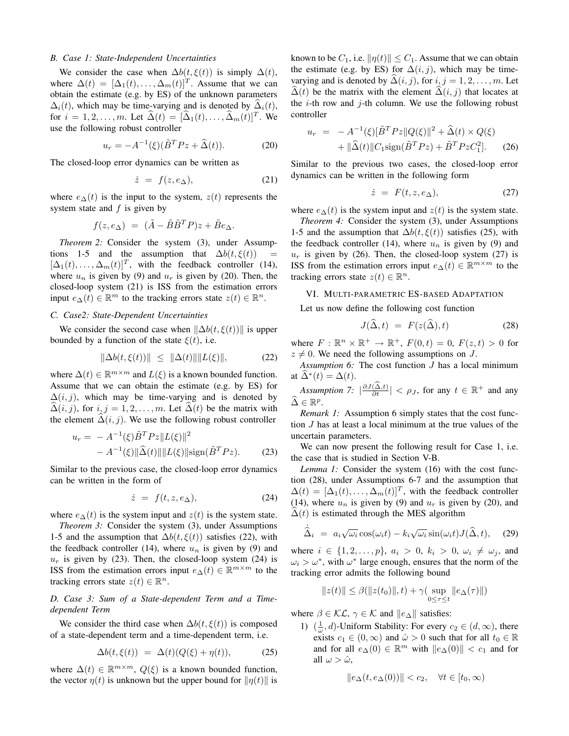### B. Case 1: State-Independent Uncertainties

We consider the case when $\Delta b(t, \xi(t))$ is simply $\Delta(t)$, where $\Delta(t) = [\Delta_1(t), \ldots, \Delta_m(t)]^T$. Assume that we can obtain the estimate (e.g. by ES) of the unknown parameters $\Delta_i(t)$, which may be time-varying and is denoted by $\widehat{\Delta}_i(t)$, for $i = 1, 2, \ldots, m$. Let $\widehat{\Delta}(t) = [\widehat{\Delta}_1(t), \ldots, \widehat{\Delta}_m(t)]^T$. We use the following robust controller

$$u_r = -A^{-1}(\xi)(\tilde{B}^T P z + \widehat{\Delta}(t)). \tag{20}$$

The closed-loop error dynamics can be written as

$$\dot{z} \;=\; f(z, e_\Delta), \tag{21}$$

where $e_\Delta(t)$ is the input to the system, $z(t)$ represents the system state and $f$ is given by

$$f(z, e_\Delta) \;=\; (\tilde{A} - \tilde{B}\tilde{B}^T P)z + \tilde{B} e_\Delta.$$

*Theorem 2:* Consider the system (3), under Assumptions 1-5 and the assumption that $\Delta b(t, \xi(t)) = [\Delta_1(t), \ldots, \Delta_m(t)]^T$, with the feedback controller (14), where $u_n$ is given by (9) and $u_r$ is given by (20). Then, the closed-loop system (21) is ISS from the estimation errors input $e_\Delta(t) \in \mathbb{R}^m$ to the tracking errors state $z(t) \in \mathbb{R}^n$.

### C. Case2: State-Dependent Uncertainties

We consider the second case when $\|\Delta b(t, \xi(t))\|$ is upper bounded by a function of the state $\xi(t)$, i.e.

$$\|\Delta b(t, \xi(t))\| \;\leq\; \|\Delta(t)\|\|L(\xi)\|, \tag{22}$$

where $\Delta(t) \in \mathbb{R}^{m \times m}$ and $L(\xi)$ is a known bounded function. Assume that we can obtain the estimate (e.g. by ES) for $\Delta(i,j)$, which may be time-varying and is denoted by $\widehat{\Delta}(i,j)$, for $i, j = 1, 2, \ldots, m$. Let $\widehat{\Delta}(t)$ be the matrix with the element $\widehat{\Delta}(i,j)$. We use the following robust controller

$$\begin{aligned} u_r = \; & -A^{-1}(\xi)\tilde{B}^T P z \|L(\xi)\|^2 \\ & - A^{-1}(\xi)\|\widehat{\Delta}(t)\|\|L(\xi)\|\mathrm{sign}(\tilde{B}^T P z). \end{aligned} \tag{23}$$

Similar to the previous case, the closed-loop error dynamics can be written in the form of

$$\dot{z} \;=\; f(t, z, e_\Delta), \tag{24}$$

where $e_\Delta(t)$ is the system input and $z(t)$ is the system state.

*Theorem 3:* Consider the system (3), under Assumptions 1-5 and the assumption that $\Delta b(t, \xi(t))$ satisfies (22), with the feedback controller (14), where $u_n$ is given by (9) and $u_r$ is given by (23). Then, the closed-loop system (24) is ISS from the estimation errors input $e_\Delta(t) \in \mathbb{R}^{m \times m}$ to the tracking errors state $z(t) \in \mathbb{R}^n$.

### D. Case 3: Sum of a State-dependent Term and a Time-dependent Term

We consider the third case when $\Delta b(t, \xi(t))$ is composed of a state-dependent term and a time-dependent term, i.e.

$$\Delta b(t, \xi(t)) \;=\; \Delta(t)(Q(\xi) + \eta(t)), \tag{25}$$

where $\Delta(t) \in \mathbb{R}^{m \times m}$, $Q(\xi)$ is a known bounded function, the vector $\eta(t)$ is unknown but the upper bound for $\|\eta(t)\|$ is known to be $C_1$, i.e. $\|\eta(t)\| \leq C_1$. Assume that we can obtain the estimate (e.g. by ES) for $\Delta(i,j)$, which may be time-varying and is denoted by $\widehat{\Delta}(i,j)$, for $i, j = 1, 2, \ldots, m$. Let $\widehat{\Delta}(t)$ be the matrix with the element $\widehat{\Delta}(i,j)$ that locates at the $i$-th row and $j$-th column. We use the following robust controller

$$\begin{aligned} u_r \;=\; & -A^{-1}(\xi)[\tilde{B}^T P z \|Q(\xi)\|^2 + \widehat{\Delta}(t) \times Q(\xi) \\ & + \|\widehat{\Delta}(t)\| C_1 \mathrm{sign}(\tilde{B}^T P z) + \tilde{B}^T P z C_1^2]. \end{aligned} \tag{26}$$

Similar to the previous two cases, the closed-loop error dynamics can be written in the following form

$$\dot{z} \;=\; F(t, z, e_\Delta), \tag{27}$$

where $e_\Delta(t)$ is the system input and $z(t)$ is the system state.

*Theorem 4:* Consider the system (3), under Assumptions 1-5 and the assumption that $\Delta b(t, \xi(t))$ satisfies (25), with the feedback controller (14), where $u_n$ is given by (9) and $u_r$ is given by (26). Then, the closed-loop system (27) is ISS from the estimation errors input $e_\Delta(t) \in \mathbb{R}^{m \times m}$ to the tracking errors state $z(t) \in \mathbb{R}^n$.

## VI. Multi-parametric ES-based Adaptation

Let us now define the following cost function

$$J(\widehat{\Delta}, t) \;=\; F(z(\widehat{\Delta}), t) \tag{28}$$

where $F : \mathbb{R}^n \times \mathbb{R}^+ \to \mathbb{R}^+$, $F(0, t) = 0$, $F(z, t) > 0$ for $z \neq 0$. We need the following assumptions on $J$.

*Assumption 6:* The cost function $J$ has a local minimum at $\widehat{\Delta}^*(t) = \Delta(t)$.

*Assumption 7:* $|\frac{\partial J(\widehat{\Delta}, t)}{\partial t}| < \rho_J$, for any $t \in \mathbb{R}^+$ and any $\widehat{\Delta} \in \mathbb{R}^p$.

*Remark 1:* Assumption 6 simply states that the cost function $J$ has at least a local minimum at the true values of the uncertain parameters.

We can now present the following result for Case 1, i.e. the case that is studied in Section V-B.

*Lemma 1:* Consider the system (16) with the cost function (28), under Assumptions 6-7 and the assumption that $\Delta(t) = [\Delta_1(t), \ldots, \Delta_m(t)]^T$, with the feedback controller (14), where $u_n$ is given by (9) and $u_r$ is given by (20), and $\widehat{\Delta}(t)$ is estimated through the MES algorithm

$$\dot{\widehat{\Delta}}_i \;=\; a_i \sqrt{\omega_i} \cos(\omega_i t) - k_i \sqrt{\omega_i} \sin(\omega_i t) J(\widehat{\Delta}, t), \tag{29}$$

where $i \in \{1, 2, \ldots, p\}$, $a_i > 0$, $k_i > 0$, $\omega_i \neq \omega_j$, and $\omega_i > \omega^*$, with $\omega^*$ large enough, ensures that the norm of the tracking error admits the following bound

$$\|z(t)\| \leq \beta(\|z(t_0)\|, t) + \gamma(\sup_{0 \leq \tau \leq t} \|e_\Delta(\tau)\|)$$

where $\beta \in \mathcal{KL}$, $\gamma \in \mathcal{K}$ and $\|e_\Delta\|$ satisfies:

1) $(\frac{1}{\omega}, d)$-Uniform Stability: For every $c_2 \in (d, \infty)$, there exists $c_1 \in (0, \infty)$ and $\hat{\omega} > 0$ such that for all $t_0 \in \mathbb{R}$ and for all $e_\Delta(0) \in \mathbb{R}^m$ with $\|e_\Delta(0)\| < c_1$ and for all $\omega > \hat{\omega}$,

$$\|e_\Delta(t, e_\Delta(0))\| < c_2, \quad \forall t \in [t_0, \infty)$$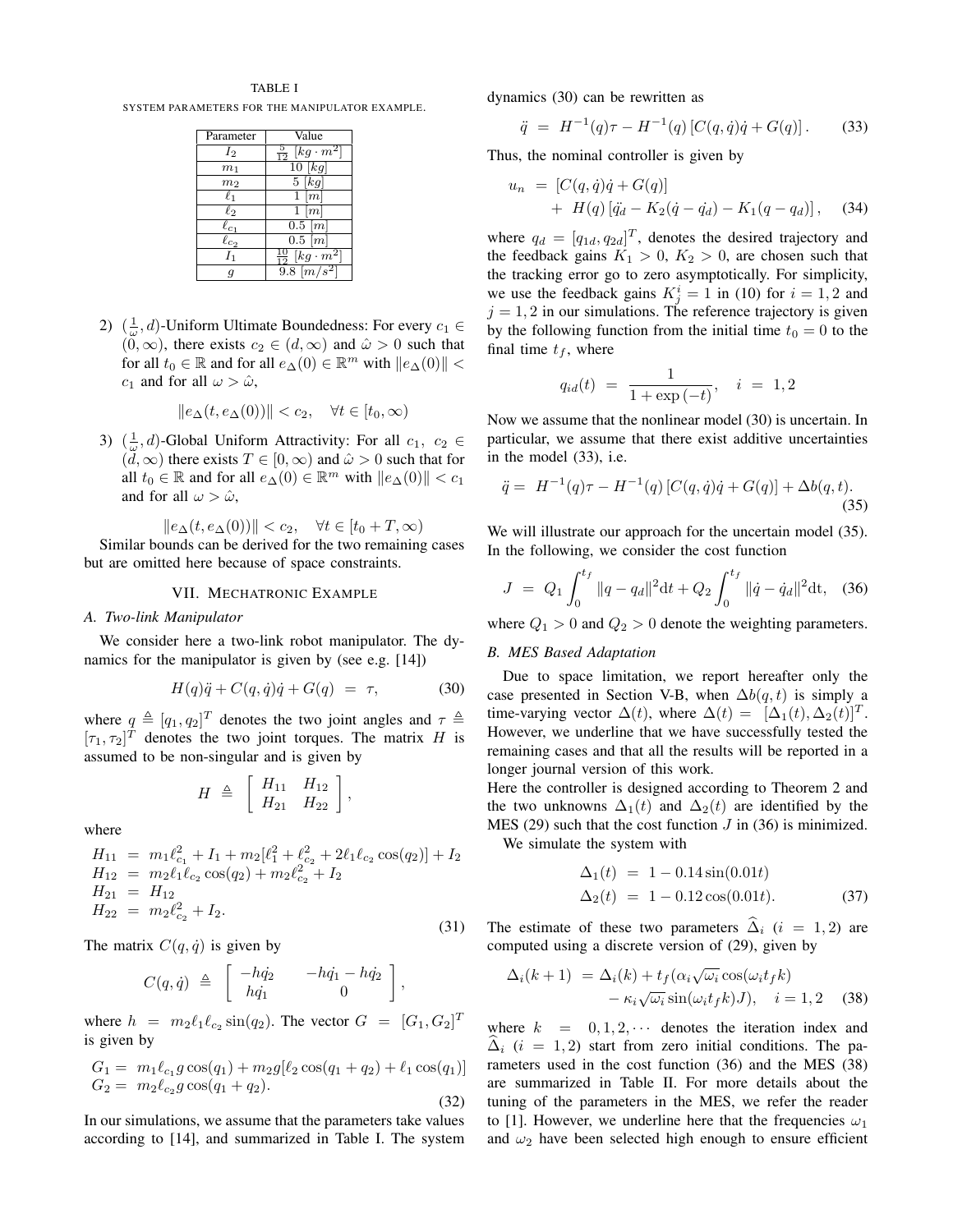TABLE I

SYSTEM PARAMETERS FOR THE MANIPULATOR EXAMPLE.

| Parameter | Value |
|---|---|
| $I_2$ | $\frac{5}{12}$ $[kg \cdot m^2]$ |
| $m_1$ | 10 $[kg]$ |
| $m_2$ | 5 $[kg]$ |
| $\ell_1$ | 1 $[m]$ |
| $\ell_2$ | 1 $[m]$ |
| $\ell_{c_1}$ | 0.5 $[m]$ |
| $\ell_{c_2}$ | 0.5 $[m]$ |
| $I_1$ | $\frac{10}{12}$ $[kg \cdot m^2]$ |
| $g$ | 9.8 $[m/s^2]$ |

2) $(\frac{1}{\omega}, d)$-Uniform Ultimate Boundedness: For every $c_1 \in (0, \infty)$, there exists $c_2 \in (d, \infty)$ and $\hat{\omega} > 0$ such that for all $t_0 \in \mathbb{R}$ and for all $e_\Delta(0) \in \mathbb{R}^m$ with $\|e_\Delta(0)\| < c_1$ and for all $\omega > \hat{\omega}$,

$$\|e_\Delta(t, e_\Delta(0))\| < c_2, \quad \forall t \in [t_0, \infty)$$

3) $(\frac{1}{\omega}, d)$-Global Uniform Attractivity: For all $c_1,\ c_2 \in (d, \infty)$ there exists $T \in [0, \infty)$ and $\hat{\omega} > 0$ such that for all $t_0 \in \mathbb{R}$ and for all $e_\Delta(0) \in \mathbb{R}^m$ with $\|e_\Delta(0)\| < c_1$ and for all $\omega > \hat{\omega}$,

$$\|e_\Delta(t, e_\Delta(0))\| < c_2, \quad \forall t \in [t_0 + T, \infty)$$

Similar bounds can be derived for the two remaining cases but are omitted here because of space constraints.

## VII. Mechatronic Example

### A. Two-link Manipulator

We consider here a two-link robot manipulator. The dynamics for the manipulator is given by (see e.g. [14])

$$H(q)\ddot{q} + C(q, \dot{q})\dot{q} + G(q) \ = \ \tau, \tag{30}$$

where $q \triangleq [q_1, q_2]^T$ denotes the two joint angles and $\tau \triangleq [\tau_1, \tau_2]^T$ denotes the two joint torques. The matrix $H$ is assumed to be non-singular and is given by

$$H \ \triangleq \ \begin{bmatrix} H_{11} & H_{12} \\ H_{21} & H_{22} \end{bmatrix},$$

where

$$\begin{aligned} H_{11} &= m_1\ell_{c_1}^2 + I_1 + m_2[\ell_1^2 + \ell_{c_2}^2 + 2\ell_1\ell_{c_2}\cos(q_2)] + I_2 \\ H_{12} &= m_2\ell_1\ell_{c_2}\cos(q_2) + m_2\ell_{c_2}^2 + I_2 \\ H_{21} &= H_{12} \\ H_{22} &= m_2\ell_{c_2}^2 + I_2. \end{aligned} \tag{31}$$

The matrix $C(q, \dot{q})$ is given by

$$C(q, \dot{q}) \ \triangleq \ \begin{bmatrix} -h\dot{q_2} & -h\dot{q_1} - h\dot{q_2} \\ h\dot{q_1} & 0 \end{bmatrix},$$

where $h = m_2\ell_1\ell_{c_2}\sin(q_2)$. The vector $G = [G_1, G_2]^T$ is given by

$$\begin{aligned} G_1 &= m_1\ell_{c_1}g\cos(q_1) + m_2 g[\ell_2\cos(q_1 + q_2) + \ell_1\cos(q_1)] \\ G_2 &= m_2\ell_{c_2}g\cos(q_1 + q_2). \end{aligned} \tag{32}$$

In our simulations, we assume that the parameters take values according to [14], and summarized in Table I. The system dynamics (30) can be rewritten as

$$\ddot{q} \ = \ H^{-1}(q)\tau - H^{-1}(q)\left[C(q, \dot{q})\dot{q} + G(q)\right]. \tag{33}$$

Thus, the nominal controller is given by

$$\begin{aligned} u_n \ &= \ [C(q, \dot{q})\dot{q} + G(q)] \\ &+ \ H(q)\left[\ddot{q_d} - K_2(\dot{q} - \dot{q_d}) - K_1(q - q_d)\right], \end{aligned} \tag{34}$$

where $q_d = [q_{1d}, q_{2d}]^T$, denotes the desired trajectory and the feedback gains $K_1 > 0$, $K_2 > 0$, are chosen such that the tracking error go to zero asymptotically. For simplicity, we use the feedback gains $K_j^i = 1$ in (10) for $i = 1, 2$ and $j = 1, 2$ in our simulations. The reference trajectory is given by the following function from the initial time $t_0 = 0$ to the final time $t_f$, where

$$q_{id}(t) \ = \ \frac{1}{1 + \exp(-t)}, \quad i \ = \ 1, 2$$

Now we assume that the nonlinear model (30) is uncertain. In particular, we assume that there exist additive uncertainties in the model (33), i.e.

$$\ddot{q} = \ H^{-1}(q)\tau - H^{-1}(q)\left[C(q, \dot{q})\dot{q} + G(q)\right] + \Delta b(q, t). \tag{35}$$

We will illustrate our approach for the uncertain model (35). In the following, we consider the cost function

$$J \ = \ Q_1\int_0^{t_f} \|q - q_d\|^2 \mathrm{d}t + Q_2\int_0^{t_f} \|\dot{q} - \dot{q}_d\|^2 \mathrm{d}t, \tag{36}$$

where $Q_1 > 0$ and $Q_2 > 0$ denote the weighting parameters.

### B. MES Based Adaptation

Due to space limitation, we report hereafter only the case presented in Section V-B, when $\Delta b(q, t)$ is simply a time-varying vector $\Delta(t)$, where $\Delta(t) = [\Delta_1(t), \Delta_2(t)]^T$. However, we underline that we have successfully tested the remaining cases and that all the results will be reported in a longer journal version of this work.

Here the controller is designed according to Theorem 2 and the two unknowns $\Delta_1(t)$ and $\Delta_2(t)$ are identified by the MES (29) such that the cost function $J$ in (36) is minimized.

We simulate the system with

$$\begin{aligned} \Delta_1(t) \ &= \ 1 - 0.14\sin(0.01t) \\ \Delta_2(t) \ &= \ 1 - 0.12\cos(0.01t). \end{aligned} \tag{37}$$

The estimate of these two parameters $\widehat{\Delta}_i$ $(i = 1, 2)$ are computed using a discrete version of (29), given by

$$\begin{aligned} \Delta_i(k+1) \ &= \Delta_i(k) + t_f(\alpha_i\sqrt{\omega_i}\cos(\omega_i t_f k) \\ &- \kappa_i\sqrt{\omega_i}\sin(\omega_i t_f k)J), \quad i = 1, 2 \end{aligned} \tag{38}$$

where $k = 0, 1, 2, \cdots$ denotes the iteration index and $\widehat{\Delta}_i$ $(i = 1, 2)$ start from zero initial conditions. The parameters used in the cost function (36) and the MES (38) are summarized in Table II. For more details about the tuning of the parameters in the MES, we refer the reader to [1]. However, we underline here that the frequencies $\omega_1$ and $\omega_2$ have been selected high enough to ensure efficient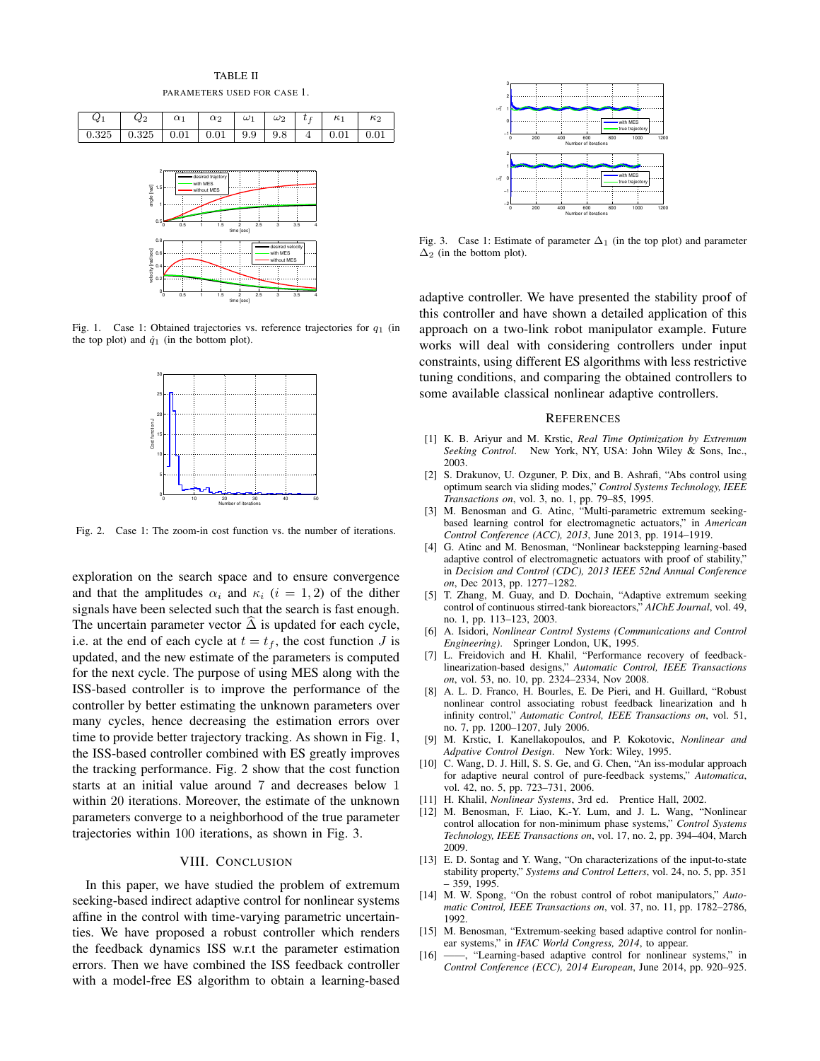TABLE II

PARAMETERS USED FOR CASE 1.

| $Q_1$ | $Q_2$ | $\alpha_1$ | $\alpha_2$ | $\omega_1$ | $\omega_2$ | $t_f$ | $\kappa_1$ | $\kappa_2$ |
|---|---|---|---|---|---|---|---|---|
| 0.325 | 0.325 | 0.01 | 0.01 | 9.9 | 9.8 | 4 | 0.01 | 0.01 |

desired trajctory
with MES
without MES
angle [rad]
time [sec]
desired velocity
with MES
without MES
velocity [rad/sec]
time [sec]

Fig. 1. Case 1: Obtained trajectories vs. reference trajectories for $q_1$ (in the top plot) and $\dot{q}_1$ (in the bottom plot).

Cost function J
Number of iterations

Fig. 2. Case 1: The zoom-in cost function vs. the number of iterations.

exploration on the search space and to ensure convergence and that the amplitudes $\alpha_i$ and $\kappa_i$ $(i = 1, 2)$ of the dither signals have been selected such that the search is fast enough. The uncertain parameter vector $\widehat{\Delta}$ is updated for each cycle, i.e. at the end of each cycle at $t = t_f$, the cost function $J$ is updated, and the new estimate of the parameters is computed for the next cycle. The purpose of using MES along with the ISS-based controller is to improve the performance of the controller by better estimating the unknown parameters over many cycles, hence decreasing the estimation errors over time to provide better trajectory tracking. As shown in Fig. 1, the ISS-based controller combined with ES greatly improves the tracking performance. Fig. 2 show that the cost function starts at an initial value around 7 and decreases below 1 within 20 iterations. Moreover, the estimate of the unknown parameters converge to a neighborhood of the true parameter trajectories within 100 iterations, as shown in Fig. 3.

## VIII. Conclusion

In this paper, we have studied the problem of extremum seeking-based indirect adaptive control for nonlinear systems affine in the control with time-varying parametric uncertainties. We have proposed a robust controller which renders the feedback dynamics ISS w.r.t the parameter estimation errors. Then we have combined the ISS feedback controller with a model-free ES algorithm to obtain a learning-based

with MES
true trajectory
Number of iterations
with MES
true trajectory
Number of iterations

Fig. 3. Case 1: Estimate of parameter $\Delta_1$ (in the top plot) and parameter $\Delta_2$ (in the bottom plot).

adaptive controller. We have presented the stability proof of this controller and have shown a detailed application of this approach on a two-link robot manipulator example. Future works will deal with considering controllers under input constraints, using different ES algorithms with less restrictive tuning conditions, and comparing the obtained controllers to some available classical nonlinear adaptive controllers.

## References

[1] K. B. Ariyur and M. Krstic, *Real Time Optimization by Extremum Seeking Control*. New York, NY, USA: John Wiley & Sons, Inc., 2003.

[2] S. Drakunov, U. Ozguner, P. Dix, and B. Ashrafi, "Abs control using optimum search via sliding modes," *Control Systems Technology, IEEE Transactions on*, vol. 3, no. 1, pp. 79–85, 1995.

[3] M. Benosman and G. Atinc, "Multi-parametric extremum seeking-based learning control for electromagnetic actuators," in *American Control Conference (ACC), 2013*, June 2013, pp. 1914–1919.

[4] G. Atinc and M. Benosman, "Nonlinear backstepping learning-based adaptive control of electromagnetic actuators with proof of stability," in *Decision and Control (CDC), 2013 IEEE 52nd Annual Conference on*, Dec 2013, pp. 1277–1282.

[5] T. Zhang, M. Guay, and D. Dochain, "Adaptive extremum seeking control of continuous stirred-tank bioreactors," *AIChE Journal*, vol. 49, no. 1, pp. 113–123, 2003.

[6] A. Isidori, *Nonlinear Control Systems (Communications and Control Engineering)*. Springer London, UK, 1995.

[7] L. Freidovich and H. Khalil, "Performance recovery of feedback-linearization-based designs," *Automatic Control, IEEE Transactions on*, vol. 53, no. 10, pp. 2324–2334, Nov 2008.

[8] A. L. D. Franco, H. Bourles, E. De Pieri, and H. Guillard, "Robust nonlinear control associating robust feedback linearization and h infinity control," *Automatic Control, IEEE Transactions on*, vol. 51, no. 7, pp. 1200–1207, July 2006.

[9] M. Krstic, I. Kanellakopoulos, and P. Kokotovic, *Nonlinear and Adpative Control Design*. New York: Wiley, 1995.

[10] C. Wang, D. J. Hill, S. S. Ge, and G. Chen, "An iss-modular approach for adaptive neural control of pure-feedback systems," *Automatica*, vol. 42, no. 5, pp. 723–731, 2006.

[11] H. Khalil, *Nonlinear Systems*, 3rd ed. Prentice Hall, 2002.

[12] M. Benosman, F. Liao, K.-Y. Lum, and J. L. Wang, "Nonlinear control allocation for non-minimum phase systems," *Control Systems Technology, IEEE Transactions on*, vol. 17, no. 2, pp. 394–404, March 2009.

[13] E. D. Sontag and Y. Wang, "On characterizations of the input-to-state stability property," *Systems and Control Letters*, vol. 24, no. 5, pp. 351 – 359, 1995.

[14] M. W. Spong, "On the robust control of robot manipulators," *Automatic Control, IEEE Transactions on*, vol. 37, no. 11, pp. 1782–2786, 1992.

[15] M. Benosman, "Extremum-seeking based adaptive control for nonlinear systems," in *IFAC World Congress, 2014*, to appear.

[16] ——, "Learning-based adaptive control for nonlinear systems," in *Control Conference (ECC), 2014 European*, June 2014, pp. 920–925.